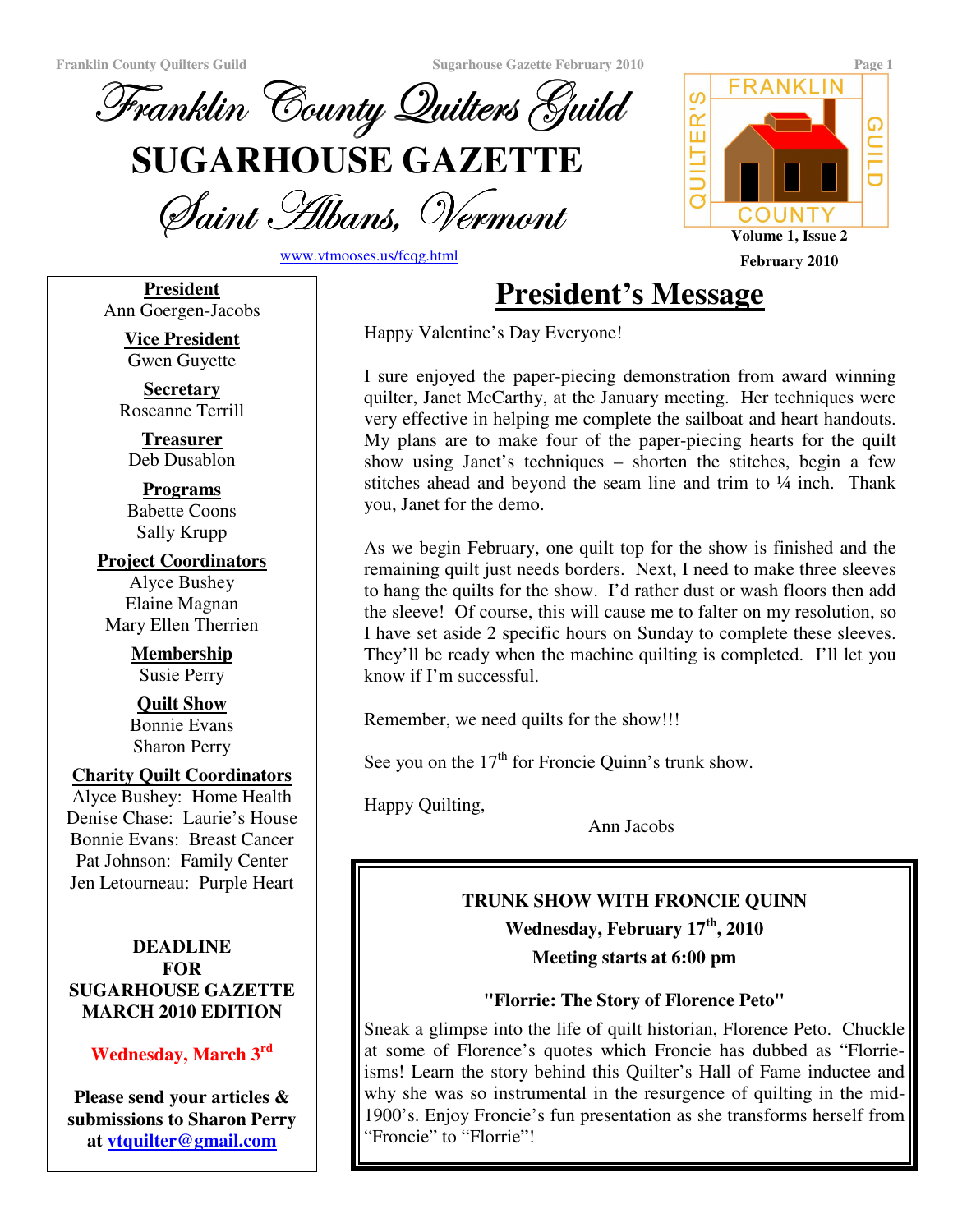# Franklin County Quilters Guild

# SUGARHOUSE GAZETTE

## Saint Albans, Vermont

www.vtmooses.us/fcqg.html

Volume 1, Issue 2

February 2010

**President**
Ann Goergen-Jacobs

**Vice President**
Gwen Guyette

**Secretary**
Roseanne Terrill

**Treasurer**
Deb Dusablon

**Programs**
Babette Coons
Sally Krupp

**Project Coordinators**
Alyce Bushey
Elaine Magnan
Mary Ellen Therrien

**Membership**
Susie Perry

**Quilt Show**
Bonnie Evans
Sharon Perry

**Charity Quilt Coordinators**
Alyce Bushey: Home Health
Denise Chase: Laurie's House
Bonnie Evans: Breast Cancer
Pat Johnson: Family Center
Jen Letourneau: Purple Heart

**DEADLINE FOR SUGARHOUSE GAZETTE MARCH 2010 EDITION**

**Wednesday, March 3rd**

**Please send your articles & submissions to Sharon Perry at vtquilter@gmail.com**

## President's Message

Happy Valentine's Day Everyone!

I sure enjoyed the paper-piecing demonstration from award winning quilter, Janet McCarthy, at the January meeting. Her techniques were very effective in helping me complete the sailboat and heart handouts. My plans are to make four of the paper-piecing hearts for the quilt show using Janet's techniques – shorten the stitches, begin a few stitches ahead and beyond the seam line and trim to ¼ inch. Thank you, Janet for the demo.

As we begin February, one quilt top for the show is finished and the remaining quilt just needs borders. Next, I need to make three sleeves to hang the quilts for the show. I'd rather dust or wash floors then add the sleeve! Of course, this will cause me to falter on my resolution, so I have set aside 2 specific hours on Sunday to complete these sleeves. They'll be ready when the machine quilting is completed. I'll let you know if I'm successful.

Remember, we need quilts for the show!!!

See you on the 17th for Froncie Quinn's trunk show.

Happy Quilting,

Ann Jacobs

**TRUNK SHOW WITH FRONCIE QUINN**

**Wednesday, February 17th, 2010**

**Meeting starts at 6:00 pm**

**"Florrie: The Story of Florence Peto"**

Sneak a glimpse into the life of quilt historian, Florence Peto. Chuckle at some of Florence's quotes which Froncie has dubbed as "Florrie-isms! Learn the story behind this Quilter's Hall of Fame inductee and why she was so instrumental in the resurgence of quilting in the mid-1900's. Enjoy Froncie's fun presentation as she transforms herself from "Froncie" to "Florrie"!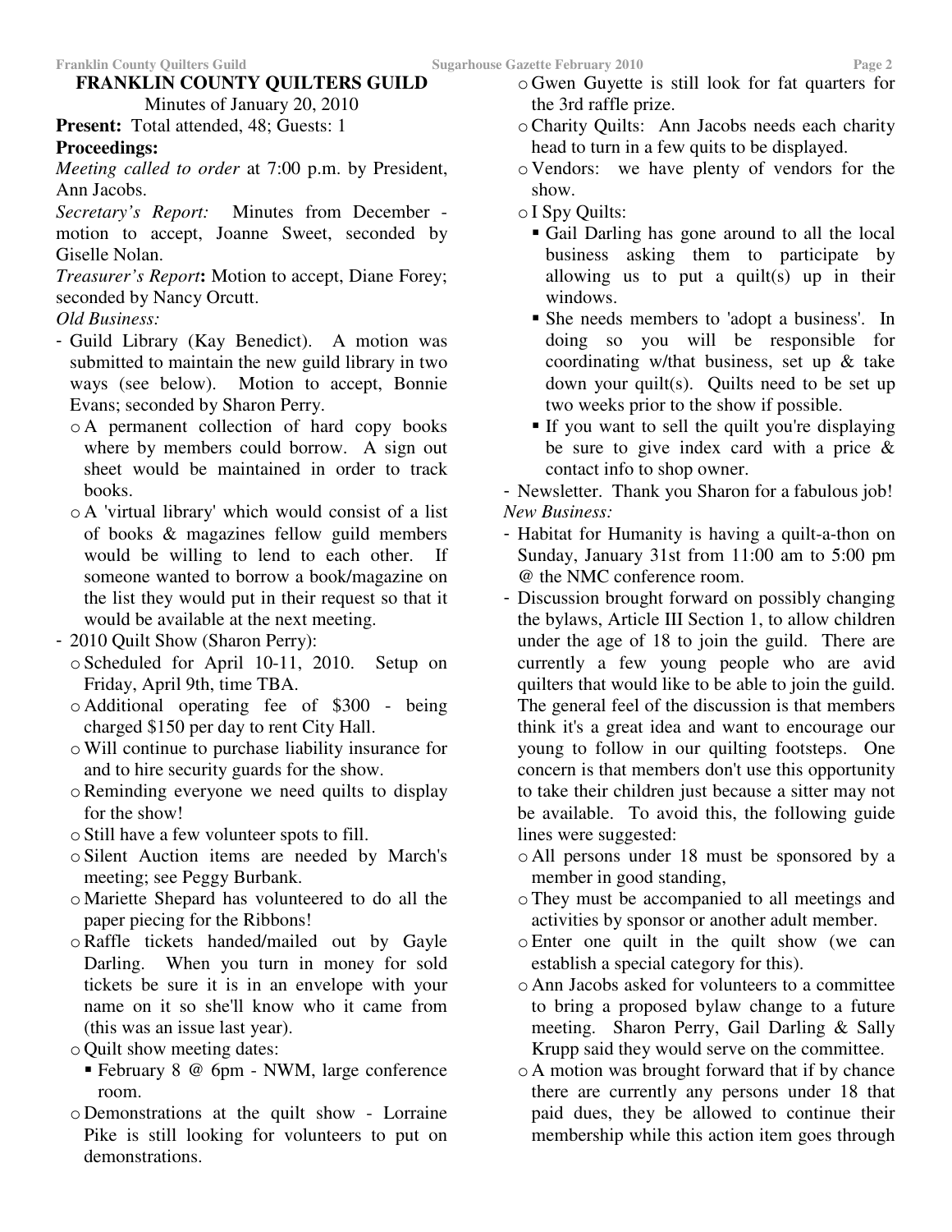# FRANKLIN COUNTY QUILTERS GUILD

Minutes of January 20, 2010

**Present:** Total attended, 48; Guests: 1

**Proceedings:**

*Meeting called to order* at 7:00 p.m. by President, Ann Jacobs.

*Secretary's Report:* Minutes from December - motion to accept, Joanne Sweet, seconded by Giselle Nolan.

*Treasurer's Report***:** Motion to accept, Diane Forey; seconded by Nancy Orcutt.

*Old Business:*

- Guild Library (Kay Benedict). A motion was submitted to maintain the new guild library in two ways (see below). Motion to accept, Bonnie Evans; seconded by Sharon Perry.
  - A permanent collection of hard copy books where by members could borrow. A sign out sheet would be maintained in order to track books.
  - A 'virtual library' which would consist of a list of books & magazines fellow guild members would be willing to lend to each other. If someone wanted to borrow a book/magazine on the list they would put in their request so that it would be available at the next meeting.
- 2010 Quilt Show (Sharon Perry):
  - Scheduled for April 10-11, 2010. Setup on Friday, April 9th, time TBA.
  - Additional operating fee of $300 - being charged $150 per day to rent City Hall.
  - Will continue to purchase liability insurance for and to hire security guards for the show.
  - Reminding everyone we need quilts to display for the show!
  - Still have a few volunteer spots to fill.
  - Silent Auction items are needed by March's meeting; see Peggy Burbank.
  - Mariette Shepard has volunteered to do all the paper piecing for the Ribbons!
  - Raffle tickets handed/mailed out by Gayle Darling. When you turn in money for sold tickets be sure it is in an envelope with your name on it so she'll know who it came from (this was an issue last year).
  - Quilt show meeting dates:
    - February 8 @ 6pm - NWM, large conference room.
  - Demonstrations at the quilt show - Lorraine Pike is still looking for volunteers to put on demonstrations.
  - Gwen Guyette is still look for fat quarters for the 3rd raffle prize.
  - Charity Quilts: Ann Jacobs needs each charity head to turn in a few quits to be displayed.
  - Vendors: we have plenty of vendors for the show.
  - I Spy Quilts:
    - Gail Darling has gone around to all the local business asking them to participate by allowing us to put a quilt(s) up in their windows.
    - She needs members to 'adopt a business'. In doing so you will be responsible for coordinating w/that business, set up & take down your quilt(s). Quilts need to be set up two weeks prior to the show if possible.
    - If you want to sell the quilt you're displaying be sure to give index card with a price & contact info to shop owner.
- Newsletter. Thank you Sharon for a fabulous job!

*New Business:*

- Habitat for Humanity is having a quilt-a-thon on Sunday, January 31st from 11:00 am to 5:00 pm @ the NMC conference room.
- Discussion brought forward on possibly changing the bylaws, Article III Section 1, to allow children under the age of 18 to join the guild. There are currently a few young people who are avid quilters that would like to be able to join the guild. The general feel of the discussion is that members think it's a great idea and want to encourage our young to follow in our quilting footsteps. One concern is that members don't use this opportunity to take their children just because a sitter may not be available. To avoid this, the following guide lines were suggested:
  - All persons under 18 must be sponsored by a member in good standing,
  - They must be accompanied to all meetings and activities by sponsor or another adult member.
  - Enter one quilt in the quilt show (we can establish a special category for this).
  - Ann Jacobs asked for volunteers to a committee to bring a proposed bylaw change to a future meeting. Sharon Perry, Gail Darling & Sally Krupp said they would serve on the committee.
  - A motion was brought forward that if by chance there are currently any persons under 18 that paid dues, they be allowed to continue their membership while this action item goes through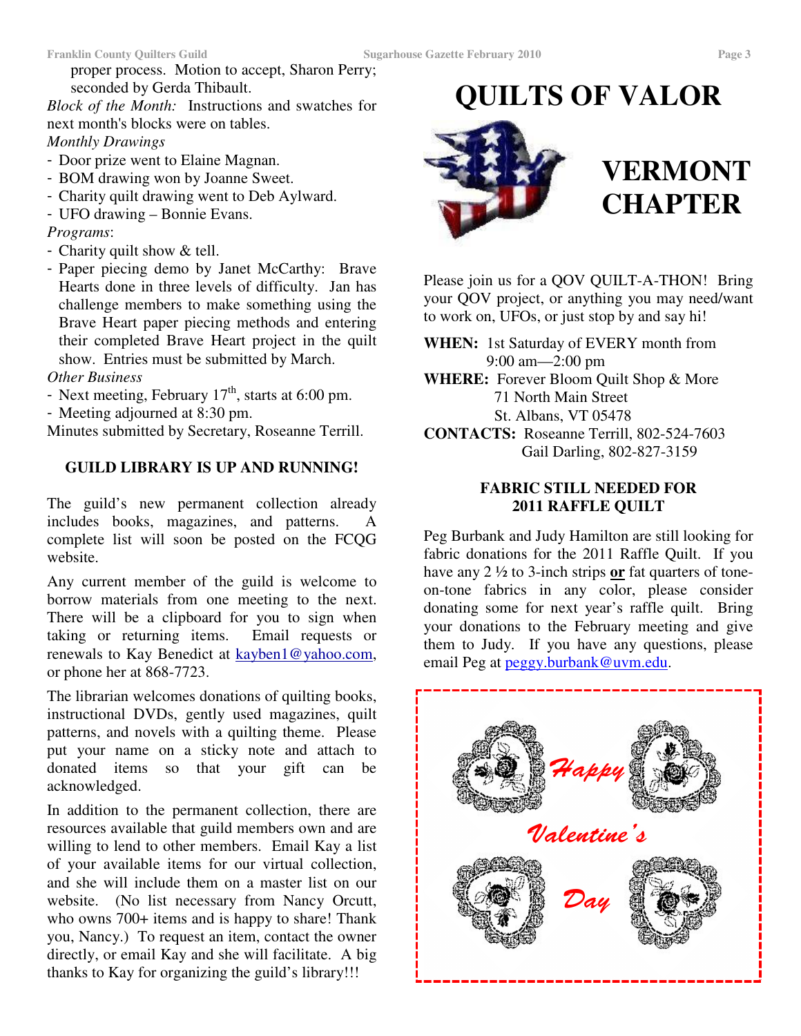proper process. Motion to accept, Sharon Perry; seconded by Gerda Thibault.

*Block of the Month:* Instructions and swatches for next month's blocks were on tables.

*Monthly Drawings*

- Door prize went to Elaine Magnan.
- BOM drawing won by Joanne Sweet.
- Charity quilt drawing went to Deb Aylward.
- UFO drawing – Bonnie Evans.

*Programs*:

- Charity quilt show & tell.
- Paper piecing demo by Janet McCarthy: Brave Hearts done in three levels of difficulty. Jan has challenge members to make something using the Brave Heart paper piecing methods and entering their completed Brave Heart project in the quilt show. Entries must be submitted by March.

*Other Business*

- Next meeting, February 17th, starts at 6:00 pm.
- Meeting adjourned at 8:30 pm.

Minutes submitted by Secretary, Roseanne Terrill.

### GUILD LIBRARY IS UP AND RUNNING!

The guild's new permanent collection already includes books, magazines, and patterns. A complete list will soon be posted on the FCQG website.

Any current member of the guild is welcome to borrow materials from one meeting to the next. There will be a clipboard for you to sign when taking or returning items. Email requests or renewals to Kay Benedict at kayben1@yahoo.com, or phone her at 868-7723.

The librarian welcomes donations of quilting books, instructional DVDs, gently used magazines, quilt patterns, and novels with a quilting theme. Please put your name on a sticky note and attach to donated items so that your gift can be acknowledged.

In addition to the permanent collection, there are resources available that guild members own and are willing to lend to other members. Email Kay a list of your available items for our virtual collection, and she will include them on a master list on our website. (No list necessary from Nancy Orcutt, who owns 700+ items and is happy to share! Thank you, Nancy.) To request an item, contact the owner directly, or email Kay and she will facilitate. A big thanks to Kay for organizing the guild's library!!!

# QUILTS OF VALOR

## VERMONT CHAPTER

Please join us for a QOV QUILT-A-THON! Bring your QOV project, or anything you may need/want to work on, UFOs, or just stop by and say hi!

**WHEN:** 1st Saturday of EVERY month from 9:00 am—2:00 pm

**WHERE:** Forever Bloom Quilt Shop & More
71 North Main Street
St. Albans, VT 05478

**CONTACTS:** Roseanne Terrill, 802-524-7603
Gail Darling, 802-827-3159

### FABRIC STILL NEEDED FOR 2011 RAFFLE QUILT

Peg Burbank and Judy Hamilton are still looking for fabric donations for the 2011 Raffle Quilt. If you have any 2 ½ to 3-inch strips **or** fat quarters of tone-on-tone fabrics in any color, please consider donating some for next year's raffle quilt. Bring your donations to the February meeting and give them to Judy. If you have any questions, please email Peg at peggy.burbank@uvm.edu.

Happy Valentine's Day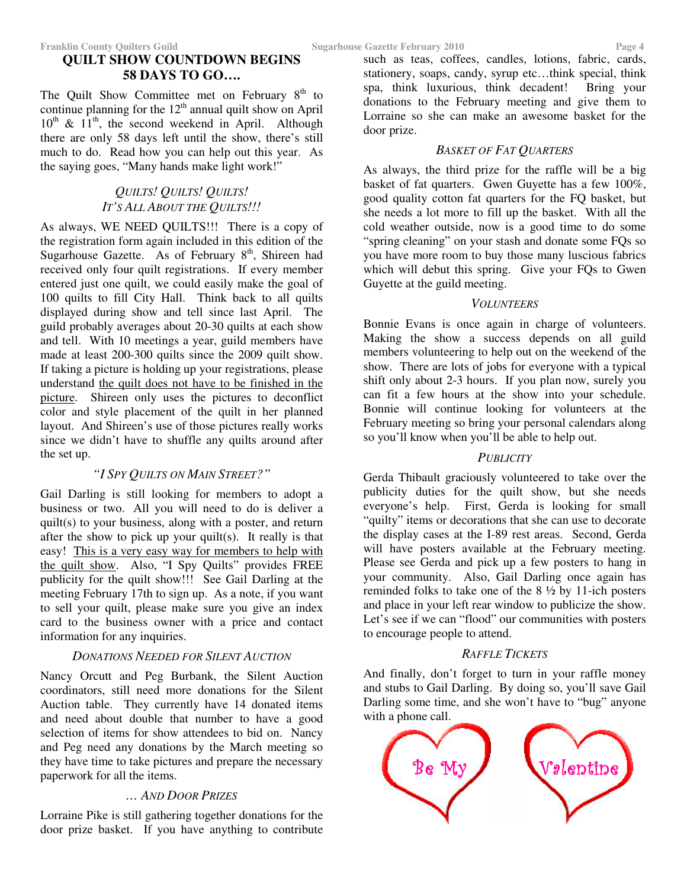# QUILT SHOW COUNTDOWN BEGINS 58 DAYS TO GO….

The Quilt Show Committee met on February 8th to continue planning for the 12th annual quilt show on April 10th & 11th, the second weekend in April. Although there are only 58 days left until the show, there's still much to do. Read how you can help out this year. As the saying goes, "Many hands make light work!"

### *QUILTS! QUILTS! QUILTS! IT'S ALL ABOUT THE QUILTS!!!*

As always, WE NEED QUILTS!!! There is a copy of the registration form again included in this edition of the Sugarhouse Gazette. As of February 8th, Shireen had received only four quilt registrations. If every member entered just one quilt, we could easily make the goal of 100 quilts to fill City Hall. Think back to all quilts displayed during show and tell since last April. The guild probably averages about 20-30 quilts at each show and tell. With 10 meetings a year, guild members have made at least 200-300 quilts since the 2009 quilt show. If taking a picture is holding up your registrations, please understand the quilt does not have to be finished in the picture. Shireen only uses the pictures to deconflict color and style placement of the quilt in her planned layout. And Shireen's use of those pictures really works since we didn't have to shuffle any quilts around after the set up.

### *"I SPY QUILTS ON MAIN STREET?"*

Gail Darling is still looking for members to adopt a business or two. All you will need to do is deliver a quilt(s) to your business, along with a poster, and return after the show to pick up your quilt(s). It really is that easy! This is a very easy way for members to help with the quilt show. Also, "I Spy Quilts" provides FREE publicity for the quilt show!!! See Gail Darling at the meeting February 17th to sign up. As a note, if you want to sell your quilt, please make sure you give an index card to the business owner with a price and contact information for any inquiries.

### *DONATIONS NEEDED FOR SILENT AUCTION*

Nancy Orcutt and Peg Burbank, the Silent Auction coordinators, still need more donations for the Silent Auction table. They currently have 14 donated items and need about double that number to have a good selection of items for show attendees to bid on. Nancy and Peg need any donations by the March meeting so they have time to take pictures and prepare the necessary paperwork for all the items.

### *… AND DOOR PRIZES*

Lorraine Pike is still gathering together donations for the door prize basket. If you have anything to contribute such as teas, coffees, candles, lotions, fabric, cards, stationery, soaps, candy, syrup etc…think special, think spa, think luxurious, think decadent! Bring your donations to the February meeting and give them to Lorraine so she can make an awesome basket for the door prize.

### *BASKET OF FAT QUARTERS*

As always, the third prize for the raffle will be a big basket of fat quarters. Gwen Guyette has a few 100%, good quality cotton fat quarters for the FQ basket, but she needs a lot more to fill up the basket. With all the cold weather outside, now is a good time to do some "spring cleaning" on your stash and donate some FQs so you have more room to buy those many luscious fabrics which will debut this spring. Give your FQs to Gwen Guyette at the guild meeting.

### *VOLUNTEERS*

Bonnie Evans is once again in charge of volunteers. Making the show a success depends on all guild members volunteering to help out on the weekend of the show. There are lots of jobs for everyone with a typical shift only about 2-3 hours. If you plan now, surely you can fit a few hours at the show into your schedule. Bonnie will continue looking for volunteers at the February meeting so bring your personal calendars along so you'll know when you'll be able to help out.

### *PUBLICITY*

Gerda Thibault graciously volunteered to take over the publicity duties for the quilt show, but she needs everyone's help. First, Gerda is looking for small "quilty" items or decorations that she can use to decorate the display cases at the I-89 rest areas. Second, Gerda will have posters available at the February meeting. Please see Gerda and pick up a few posters to hang in your community. Also, Gail Darling once again has reminded folks to take one of the 8 ½ by 11-ich posters and place in your left rear window to publicize the show. Let's see if we can "flood" our communities with posters to encourage people to attend.

### *RAFFLE TICKETS*

And finally, don't forget to turn in your raffle money and stubs to Gail Darling. By doing so, you'll save Gail Darling some time, and she won't have to "bug" anyone with a phone call.

Be My Valentine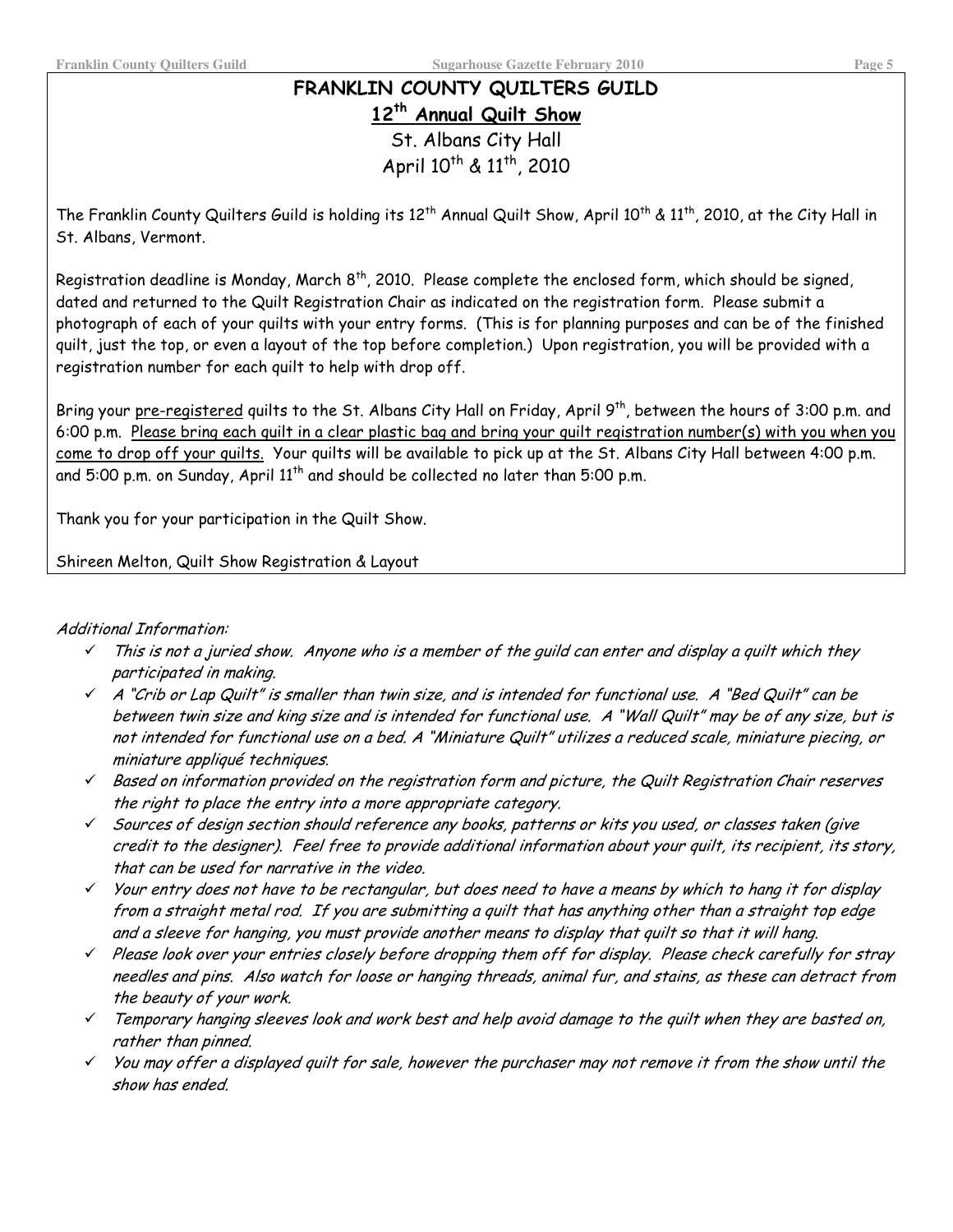# FRANKLIN COUNTY QUILTERS GUILD

## 12th Annual Quilt Show

St. Albans City Hall

April 10th & 11th, 2010

The Franklin County Quilters Guild is holding its 12th Annual Quilt Show, April 10th & 11th, 2010, at the City Hall in St. Albans, Vermont.

Registration deadline is Monday, March 8th, 2010. Please complete the enclosed form, which should be signed, dated and returned to the Quilt Registration Chair as indicated on the registration form. Please submit a photograph of each of your quilts with your entry forms. (This is for planning purposes and can be of the finished quilt, just the top, or even a layout of the top before completion.) Upon registration, you will be provided with a registration number for each quilt to help with drop off.

Bring your pre-registered quilts to the St. Albans City Hall on Friday, April 9th, between the hours of 3:00 p.m. and 6:00 p.m. Please bring each quilt in a clear plastic bag and bring your quilt registration number(s) with you when you come to drop off your quilts. Your quilts will be available to pick up at the St. Albans City Hall between 4:00 p.m. and 5:00 p.m. on Sunday, April 11th and should be collected no later than 5:00 p.m.

Thank you for your participation in the Quilt Show.

Shireen Melton, Quilt Show Registration & Layout

*Additional Information:*

- ✓ *This is not a juried show. Anyone who is a member of the guild can enter and display a quilt which they participated in making.*
- ✓ *A "Crib or Lap Quilt" is smaller than twin size, and is intended for functional use. A "Bed Quilt" can be between twin size and king size and is intended for functional use. A "Wall Quilt" may be of any size, but is not intended for functional use on a bed. A "Miniature Quilt" utilizes a reduced scale, miniature piecing, or miniature appliqué techniques.*
- ✓ *Based on information provided on the registration form and picture, the Quilt Registration Chair reserves the right to place the entry into a more appropriate category.*
- ✓ *Sources of design section should reference any books, patterns or kits you used, or classes taken (give credit to the designer). Feel free to provide additional information about your quilt, its recipient, its story, that can be used for narrative in the video.*
- ✓ *Your entry does not have to be rectangular, but does need to have a means by which to hang it for display from a straight metal rod. If you are submitting a quilt that has anything other than a straight top edge and a sleeve for hanging, you must provide another means to display that quilt so that it will hang.*
- ✓ *Please look over your entries closely before dropping them off for display. Please check carefully for stray needles and pins. Also watch for loose or hanging threads, animal fur, and stains, as these can detract from the beauty of your work.*
- ✓ *Temporary hanging sleeves look and work best and help avoid damage to the quilt when they are basted on, rather than pinned.*
- ✓ *You may offer a displayed quilt for sale, however the purchaser may not remove it from the show until the show has ended.*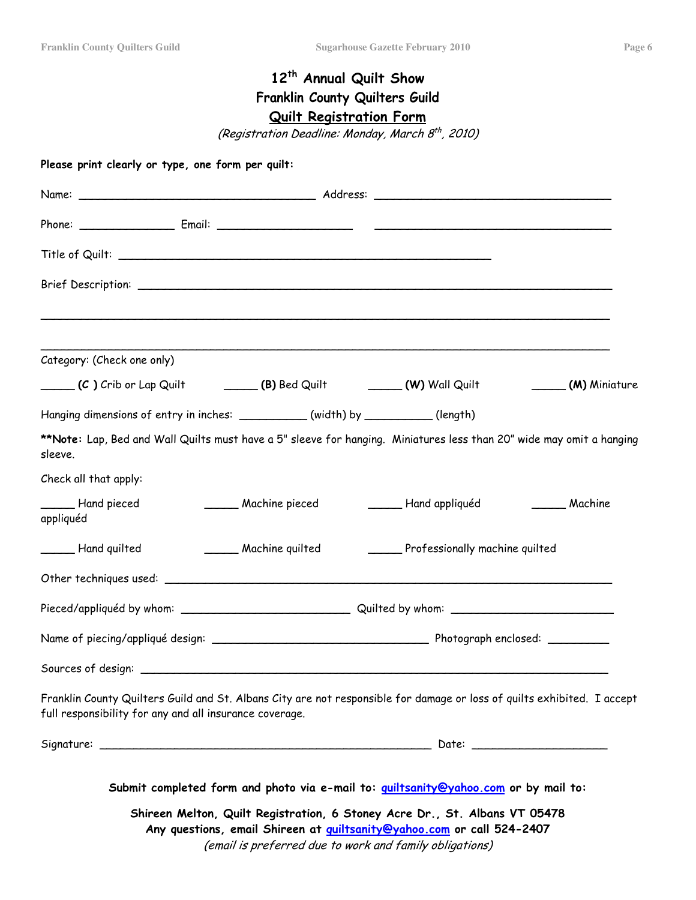# 12th Annual Quilt Show
## Franklin County Quilters Guild
## Quilt Registration Form

*(Registration Deadline: Monday, March 8th, 2010)*

**Please print clearly or type, one form per quilt:**

Name: ____________________________________ Address: ____________________________________

Phone: ______________ Email: ____________________ ____________________________________

Title of Quilt: ________________________________________________________

Brief Description: ________________________________________________________________________

________________________________________________________________________________________

________________________________________________________________________________________

Category: (Check one only)

_____ **(C )** Crib or Lap Quilt _____ **(B)** Bed Quilt _____ **(W)** Wall Quilt _____ **(M)** Miniature

Hanging dimensions of entry in inches: __________ (width) by __________ (length)

**\*\*Note:** Lap, Bed and Wall Quilts must have a 5" sleeve for hanging. Miniatures less than 20" wide may omit a hanging sleeve.

Check all that apply:

_____ Hand pieced _____ Machine pieced _____ Hand appliquéd _____ Machine appliquéd

_____ Hand quilted _____ Machine quilted _____ Professionally machine quilted

Other techniques used: ________________________________________________________________

Pieced/appliquéd by whom: _________________________ Quilted by whom: ________________________

Name of piecing/appliqué design: ________________________________ Photograph enclosed: _________

Sources of design: ____________________________________________________________________

Franklin County Quilters Guild and St. Albans City are not responsible for damage or loss of quilts exhibited. I accept full responsibility for any and all insurance coverage.

Signature: __________________________________________________ Date: ____________________

**Submit completed form and photo via e-mail to: quiltsanity@yahoo.com or by mail to:**

**Shireen Melton, Quilt Registration, 6 Stoney Acre Dr., St. Albans VT 05478**
**Any questions, email Shireen at quiltsanity@yahoo.com or call 524-2407**
*(email is preferred due to work and family obligations)*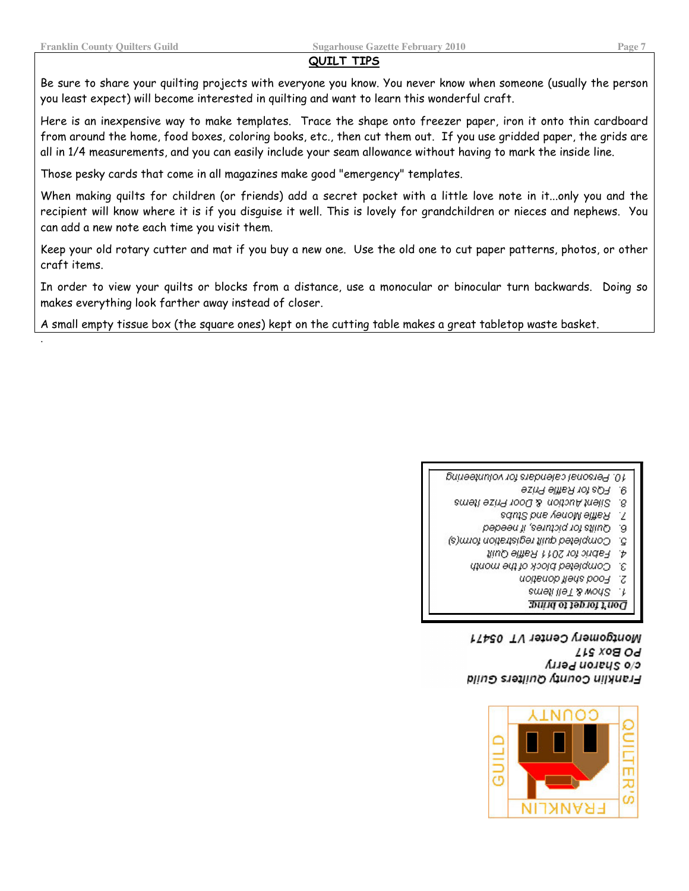## QUILT TIPS

Be sure to share your quilting projects with everyone you know. You never know when someone (usually the person you least expect) will become interested in quilting and want to learn this wonderful craft.

Here is an inexpensive way to make templates. Trace the shape onto freezer paper, iron it onto thin cardboard from around the home, food boxes, coloring books, etc., then cut them out. If you use gridded paper, the grids are all in 1/4 measurements, and you can easily include your seam allowance without having to mark the inside line.

Those pesky cards that come in all magazines make good "emergency" templates.

When making quilts for children (or friends) add a secret pocket with a little love note in it...only you and the recipient will know where it is if you disguise it well. This is lovely for grandchildren or nieces and nephews. You can add a new note each time you visit them.

Keep your old rotary cutter and mat if you buy a new one. Use the old one to cut paper patterns, photos, or other craft items.

In order to view your quilts or blocks from a distance, use a monocular or binocular turn backwards. Doing so makes everything look farther away instead of closer.

A small empty tissue box (the square ones) kept on the cutting table makes a great tabletop waste basket.

**Don't forget to bring:**

1. Show & Tell items
2. Food shelf donation
3. Completed block of the month
4. Fabric for 2011 Raffle Quilt
5. Completed quilt registration form(s)
6. Quilts for pictures, if needed
7. Raffle Money and Stubs
8. Silent Auction & Door Prize Items
9. FQs for Raffle Prize
10. Personal calendars for volunteering

Franklin County Quilters Guild
c/o Sharon Perry
PO Box 517
Montgomery Center VT 05471

FRANKLIN COUNTY QUILTER'S GUILD